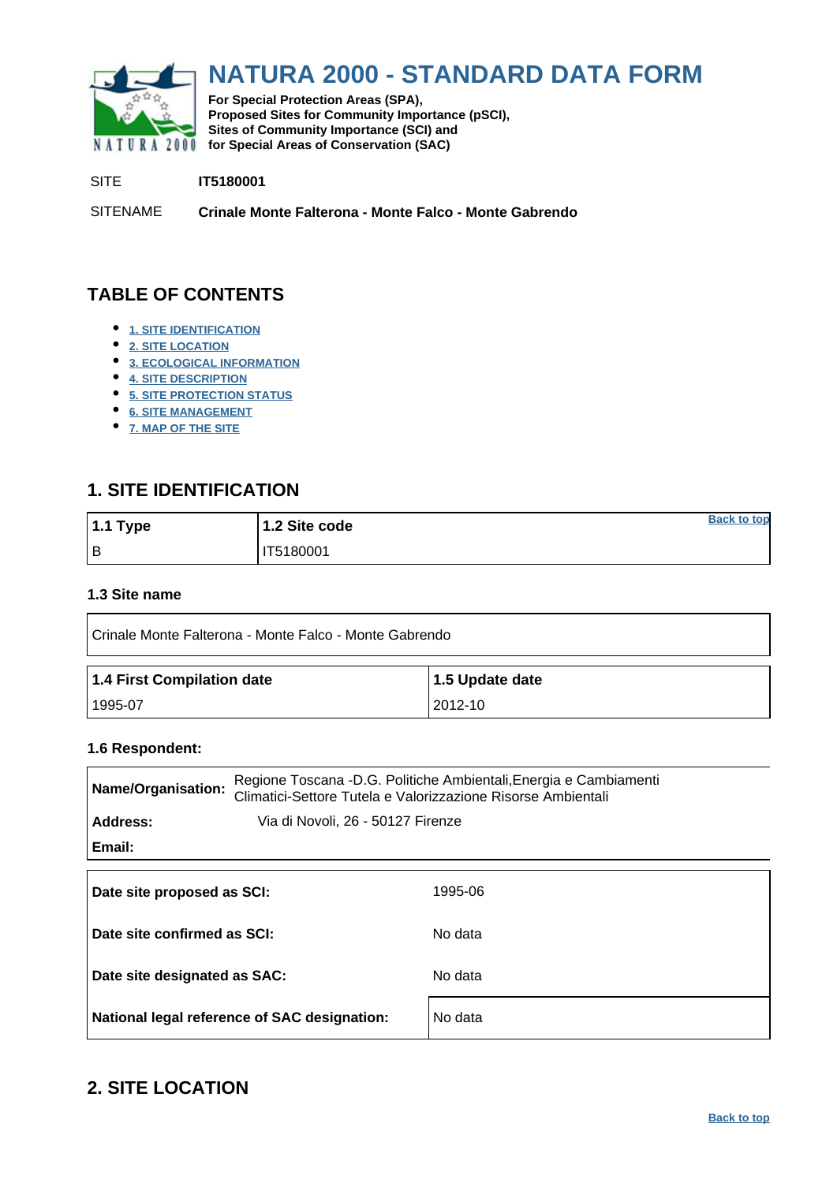# NATURA 2000 - STANDARD DATA FORM

**For Special Protection Areas (SPA),**
**Proposed Sites for Community Importance (pSCI),**
**Sites of Community Importance (SCI) and**
**for Special Areas of Conservation (SAC)**

SITE **IT5180001**

SITENAME **Crinale Monte Falterona - Monte Falco - Monte Gabrendo**

## TABLE OF CONTENTS

- 1. SITE IDENTIFICATION
- 2. SITE LOCATION
- 3. ECOLOGICAL INFORMATION
- 4. SITE DESCRIPTION
- 5. SITE PROTECTION STATUS
- 6. SITE MANAGEMENT
- 7. MAP OF THE SITE

## 1. SITE IDENTIFICATION

| 1.1 Type | 1.2 Site code |
|---|---|
| B | IT5180001 |

### 1.3 Site name

| Crinale Monte Falterona - Monte Falco - Monte Gabrendo |
|---|

| 1.4 First Compilation date | 1.5 Update date |
|---|---|
| 1995-07 | 2012-10 |

### 1.6 Respondent:

| | |
|---|---|
| **Name/Organisation:** | Regione Toscana -D.G. Politiche Ambientali,Energia e Cambiamenti Climatici-Settore Tutela e Valorizzazione Risorse Ambientali |
| **Address:** | Via di Novoli, 26 - 50127 Firenze |
| **Email:** | |

| | |
|---|---|
| **Date site proposed as SCI:** | 1995-06 |
| **Date site confirmed as SCI:** | No data |
| **Date site designated as SAC:** | No data |
| **National legal reference of SAC designation:** | No data |

## 2. SITE LOCATION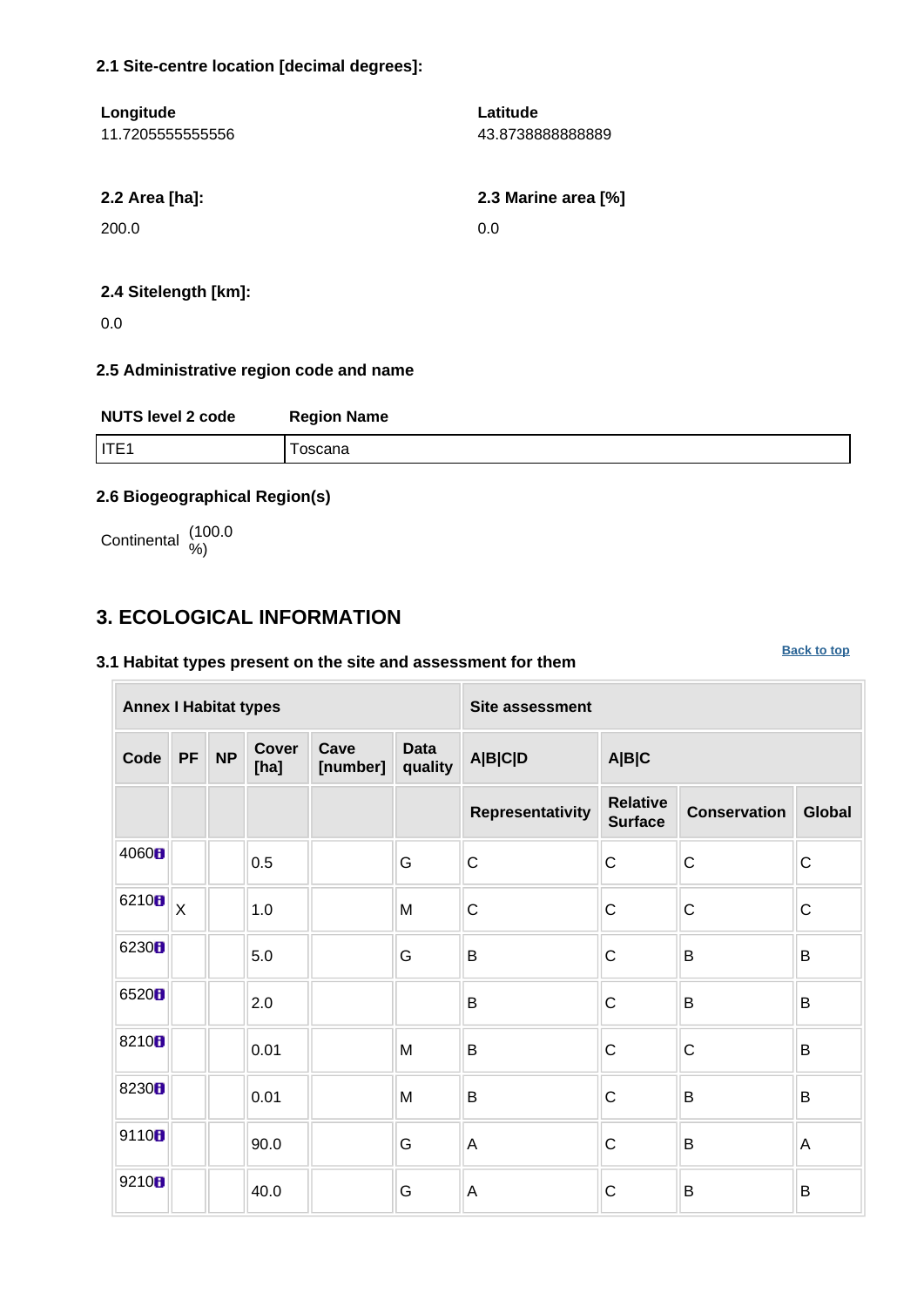#### 2.1 Site-centre location [decimal degrees]:

| Longitude | Latitude |
|---|---|
| 11.7205555555556 | 43.8738888888889 |

| 2.2 Area [ha]: | 2.3 Marine area [%] |
|---|---|
| 200.0 | 0.0 |

#### 2.4 Sitelength [km]:

0.0

#### 2.5 Administrative region code and name

| NUTS level 2 code | Region Name |
|---|---|
| ITE1 | Toscana |

#### 2.6 Biogeographical Region(s)

Continental (100.0 %)

## 3. ECOLOGICAL INFORMATION

Back to top

#### 3.1 Habitat types present on the site and assessment for them

| Annex I Habitat types | | | | | | Site assessment | | | |
|---|---|---|---|---|---|---|---|---|---|
| Code | PF | NP | Cover [ha] | Cave [number] | Data quality | A\|B\|C\|D | A\|B\|C | | |
| | | | | | | Representativity | Relative Surface | Conservation | Global |
| 4060 | | | 0.5 | | G | C | C | C | C |
| 6210 | X | | 1.0 | | M | C | C | C | C |
| 6230 | | | 5.0 | | G | B | C | B | B |
| 6520 | | | 2.0 | | | B | C | B | B |
| 8210 | | | 0.01 | | M | B | C | C | B |
| 8230 | | | 0.01 | | M | B | C | B | B |
| 9110 | | | 90.0 | | G | A | C | B | A |
| 9210 | | | 40.0 | | G | A | C | B | B |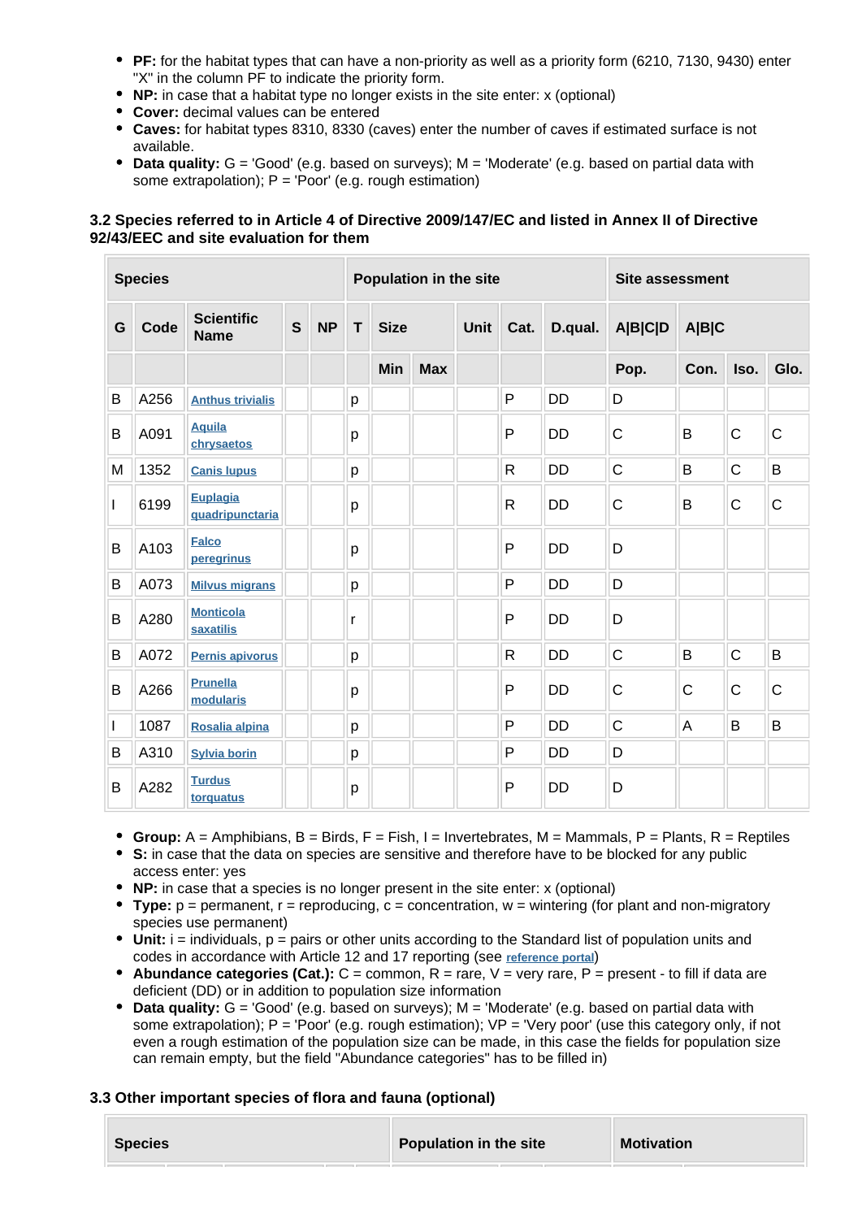- **PF:** for the habitat types that can have a non-priority as well as a priority form (6210, 7130, 9430) enter "X" in the column PF to indicate the priority form.
- **NP:** in case that a habitat type no longer exists in the site enter: x (optional)
- **Cover:** decimal values can be entered
- **Caves:** for habitat types 8310, 8330 (caves) enter the number of caves if estimated surface is not available.
- **Data quality:** G = 'Good' (e.g. based on surveys); M = 'Moderate' (e.g. based on partial data with some extrapolation); P = 'Poor' (e.g. rough estimation)

### 3.2 Species referred to in Article 4 of Directive 2009/147/EC and listed in Annex II of Directive 92/43/EEC and site evaluation for them

| Species | | | | | Population in the site | | | | | | Site assessment | | | |
|---|---|---|---|---|---|---|---|---|---|---|---|---|---|---|
| G | Code | Scientific Name | S | NP | T | Size | | Unit | Cat. | D.qual. | A\|B\|C\|D | A\|B\|C | | |
| | | | | | | Min | Max | | | | Pop. | Con. | Iso. | Glo. |
| B | A256 | Anthus trivialis | | | p | | | | P | DD | D | | | |
| B | A091 | Aquila chrysaetos | | | p | | | | P | DD | C | B | C | C |
| M | 1352 | Canis lupus | | | p | | | | R | DD | C | B | C | B |
| I | 6199 | Euplagia quadripunctaria | | | p | | | | R | DD | C | B | C | C |
| B | A103 | Falco peregrinus | | | p | | | | P | DD | D | | | |
| B | A073 | Milvus migrans | | | p | | | | P | DD | D | | | |
| B | A280 | Monticola saxatilis | | | r | | | | P | DD | D | | | |
| B | A072 | Pernis apivorus | | | p | | | | R | DD | C | B | C | B |
| B | A266 | Prunella modularis | | | p | | | | P | DD | C | C | C | C |
| I | 1087 | Rosalia alpina | | | p | | | | P | DD | C | A | B | B |
| B | A310 | Sylvia borin | | | p | | | | P | DD | D | | | |
| B | A282 | Turdus torquatus | | | p | | | | P | DD | D | | | |

- **Group:** A = Amphibians, B = Birds, F = Fish, I = Invertebrates, M = Mammals, P = Plants, R = Reptiles
- **S:** in case that the data on species are sensitive and therefore have to be blocked for any public access enter: yes
- **NP:** in case that a species is no longer present in the site enter: x (optional)
- **Type:** p = permanent, r = reproducing, c = concentration, w = wintering (for plant and non-migratory species use permanent)
- **Unit:** i = individuals, p = pairs or other units according to the Standard list of population units and codes in accordance with Article 12 and 17 reporting (see reference portal)
- **Abundance categories (Cat.):** C = common, R = rare, V = very rare, P = present - to fill if data are deficient (DD) or in addition to population size information
- **Data quality:** G = 'Good' (e.g. based on surveys); M = 'Moderate' (e.g. based on partial data with some extrapolation); P = 'Poor' (e.g. rough estimation); VP = 'Very poor' (use this category only, if not even a rough estimation of the population size can be made, in this case the fields for population size can remain empty, but the field "Abundance categories" has to be filled in)

### 3.3 Other important species of flora and fauna (optional)

| Species | Population in the site | Motivation |
|---|---|---|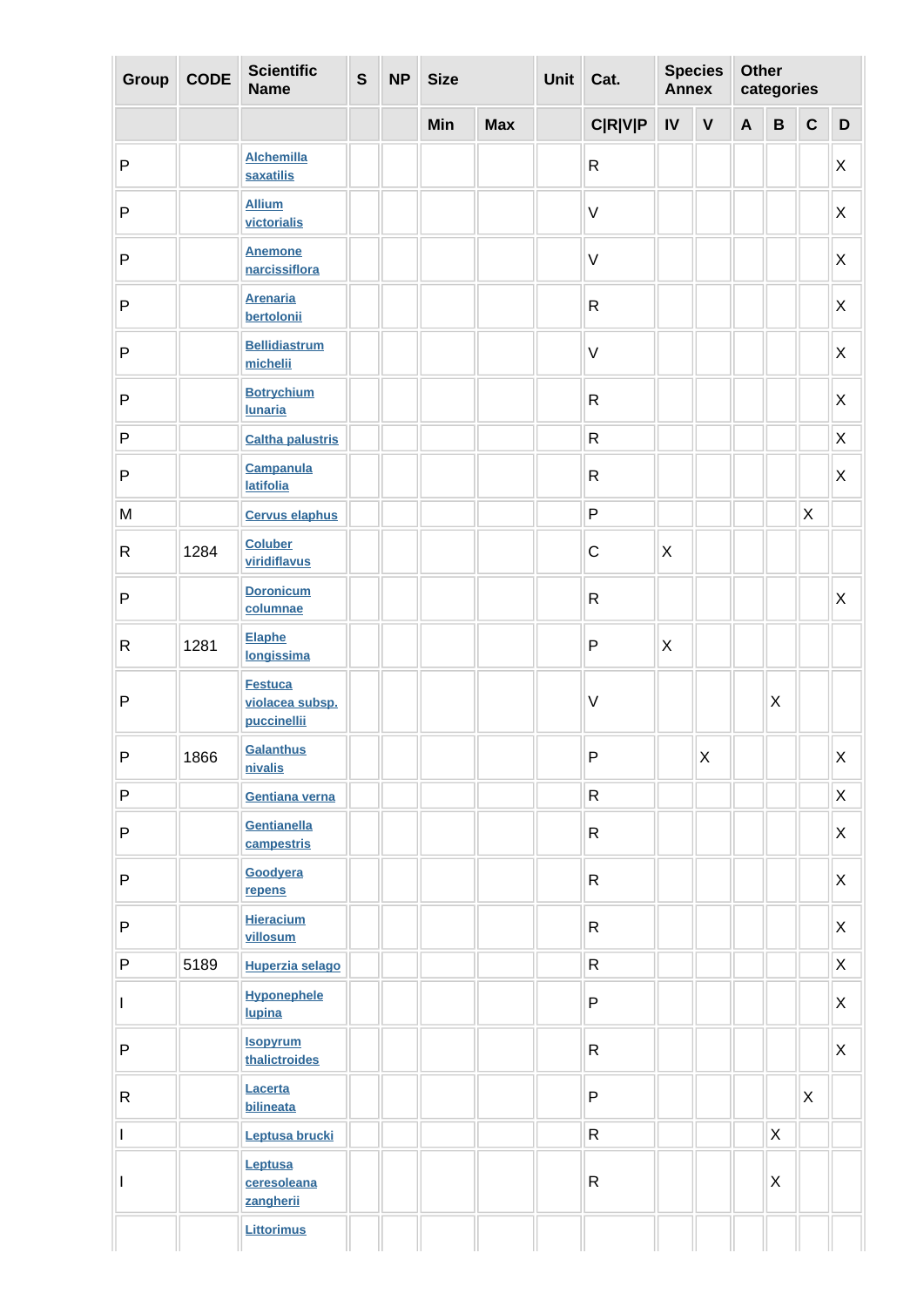| Group | CODE | Scientific Name | S | NP | Size | | Unit | Cat. | Species Annex | | Other categories | | | |
|---|---|---|---|---|---|---|---|---|---|---|---|---|---|---|
| | | | | | Min | Max | | C\|R\|V\|P | IV | V | A | B | C | D |
| P | | Alchemilla saxatilis | | | | | | R | | | | | | X |
| P | | Allium victorialis | | | | | | V | | | | | | X |
| P | | Anemone narcissiflora | | | | | | V | | | | | | X |
| P | | Arenaria bertolonii | | | | | | R | | | | | | X |
| P | | Bellidiastrum michelii | | | | | | V | | | | | | X |
| P | | Botrychium lunaria | | | | | | R | | | | | | X |
| P | | Caltha palustris | | | | | | R | | | | | | X |
| P | | Campanula latifolia | | | | | | R | | | | | | X |
| M | | Cervus elaphus | | | | | | P | | | | | X | |
| R | 1284 | Coluber viridiflavus | | | | | | C | X | | | | | |
| P | | Doronicum columnae | | | | | | R | | | | | | X |
| R | 1281 | Elaphe longissima | | | | | | P | X | | | | | |
| P | | Festuca violacea subsp. puccinellii | | | | | | V | | | | X | | |
| P | 1866 | Galanthus nivalis | | | | | | P | | X | | | | X |
| P | | Gentiana verna | | | | | | R | | | | | | X |
| P | | Gentianella campestris | | | | | | R | | | | | | X |
| P | | Goodyera repens | | | | | | R | | | | | | X |
| P | | Hieracium villosum | | | | | | R | | | | | | X |
| P | 5189 | Huperzia selago | | | | | | R | | | | | | X |
| I | | Hyponephele lupina | | | | | | P | | | | | | X |
| P | | Isopyrum thalictroides | | | | | | R | | | | | | X |
| R | | Lacerta bilineata | | | | | | P | | | | | X | |
| I | | Leptusa brucki | | | | | | R | | | | X | | |
| I | | Leptusa ceresoleana zangherii | | | | | | R | | | | X | | |
| | | Littorimus | | | | | | | | | | | | |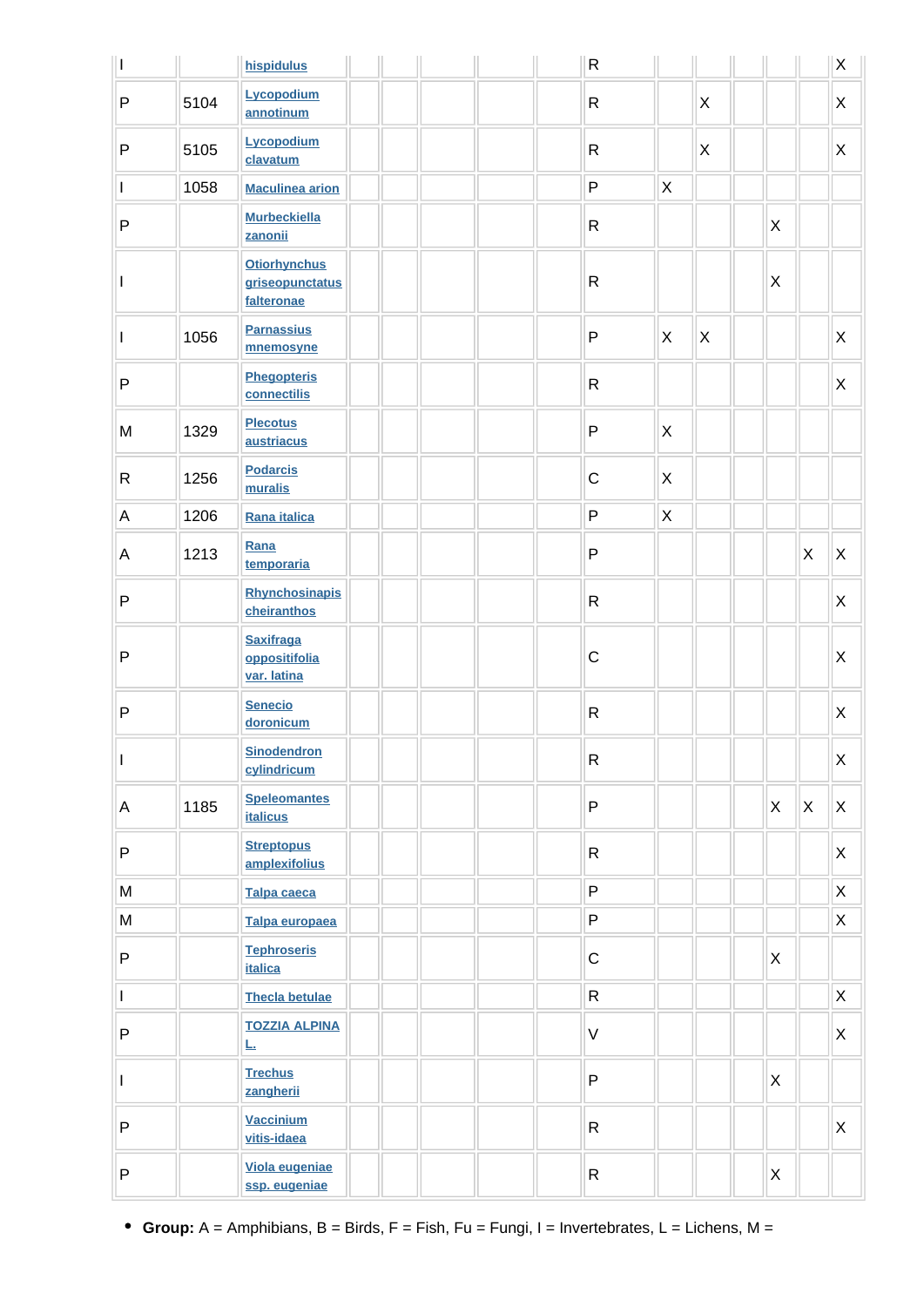| | | | | | | | | | | | | | | |
|---|---|---|---|---|---|---|---|---|---|---|---|---|---|---|
| I | | hispidulus | | | | | | R | | | | | | X |
| P | 5104 | Lycopodium annotinum | | | | | | R | | X | | | | X |
| P | 5105 | Lycopodium clavatum | | | | | | R | | X | | | | X |
| I | 1058 | Maculinea arion | | | | | | P | X | | | | | |
| P | | Murbeckiella zanonii | | | | | | R | | | | X | | |
| I | | Otiorhynchus griseopunctatus falteronae | | | | | | R | | | | X | | |
| I | 1056 | Parnassius mnemosyne | | | | | | P | X | X | | | | X |
| P | | Phegopteris connectilis | | | | | | R | | | | | | X |
| M | 1329 | Plecotus austriacus | | | | | | P | X | | | | | |
| R | 1256 | Podarcis muralis | | | | | | C | X | | | | | |
| A | 1206 | Rana italica | | | | | | P | X | | | | | |
| A | 1213 | Rana temporaria | | | | | | P | | | | | X | X |
| P | | Rhynchosinapis cheiranthos | | | | | | R | | | | | | X |
| P | | Saxifraga oppositifolia var. latina | | | | | | C | | | | | | X |
| P | | Senecio doronicum | | | | | | R | | | | | | X |
| I | | Sinodendron cylindricum | | | | | | R | | | | | | X |
| A | 1185 | Speleomantes italicus | | | | | | P | | | | X | X | X |
| P | | Streptopus amplexifolius | | | | | | R | | | | | | X |
| M | | Talpa caeca | | | | | | P | | | | | | X |
| M | | Talpa europaea | | | | | | P | | | | | | X |
| P | | Tephroseris italica | | | | | | C | | | | X | | |
| I | | Thecla betulae | | | | | | R | | | | | | X |
| P | | TOZZIA ALPINA L. | | | | | | V | | | | | | X |
| I | | Trechus zangherii | | | | | | P | | | | X | | |
| P | | Vaccinium vitis-idaea | | | | | | R | | | | | | X |
| P | | Viola eugeniae ssp. eugeniae | | | | | | R | | | | X | | |

- **Group:** A = Amphibians, B = Birds, F = Fish, Fu = Fungi, I = Invertebrates, L = Lichens, M =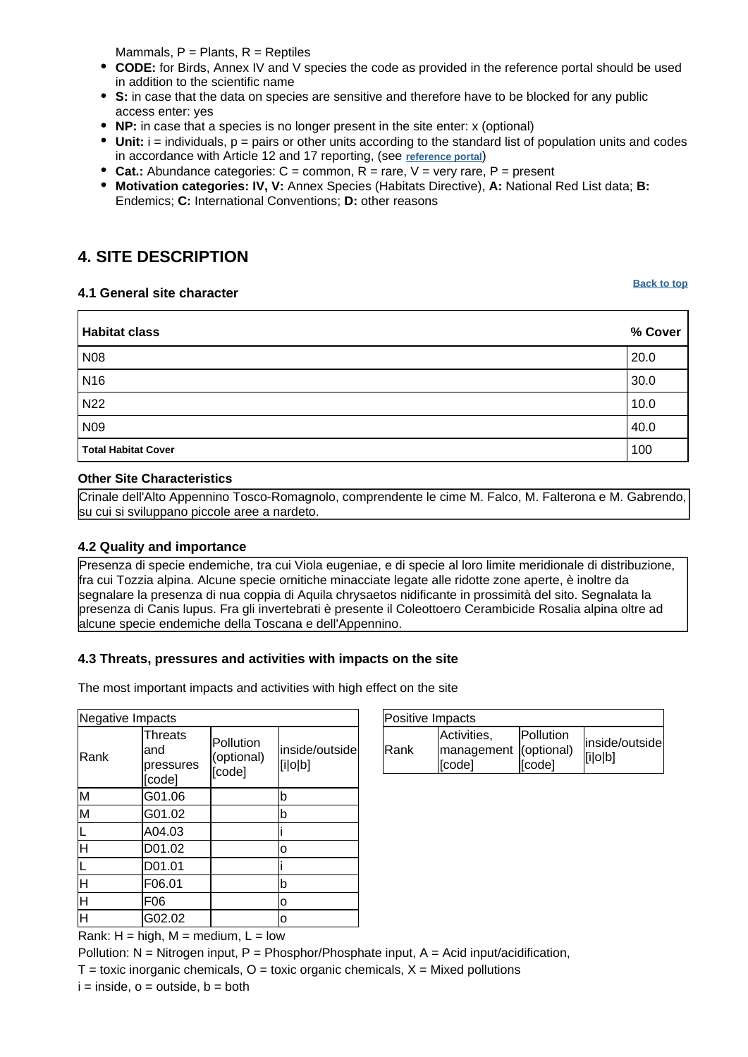Mammals, P = Plants, R = Reptiles

- **CODE:** for Birds, Annex IV and V species the code as provided in the reference portal should be used in addition to the scientific name
- **S:** in case that the data on species are sensitive and therefore have to be blocked for any public access enter: yes
- **NP:** in case that a species is no longer present in the site enter: x (optional)
- **Unit:** i = individuals, p = pairs or other units according to the standard list of population units and codes in accordance with Article 12 and 17 reporting, (see reference portal)
- **Cat.:** Abundance categories: C = common, R = rare, V = very rare, P = present
- **Motivation categories: IV, V:** Annex Species (Habitats Directive), **A:** National Red List data; **B:** Endemics; **C:** International Conventions; **D:** other reasons

## 4. SITE DESCRIPTION

Back to top

### 4.1 General site character

| Habitat class | % Cover |
|---|---|
| N08 | 20.0 |
| N16 | 30.0 |
| N22 | 10.0 |
| N09 | 40.0 |
| **Total Habitat Cover** | 100 |

**Other Site Characteristics**

Crinale dell'Alto Appennino Tosco-Romagnolo, comprendente le cime M. Falco, M. Falterona e M. Gabrendo, su cui si sviluppano piccole aree a nardeto.

### 4.2 Quality and importance

Presenza di specie endemiche, tra cui Viola eugeniae, e di specie al loro limite meridionale di distribuzione, fra cui Tozzia alpina. Alcune specie ornitiche minacciate legate alle ridotte zone aperte, è inoltre da segnalare la presenza di nua coppia di Aquila chrysaetos nidificante in prossimità del sito. Segnalata la presenza di Canis lupus. Fra gli invertebrati è presente il Coleottoero Cerambicide Rosalia alpina oltre ad alcune specie endemiche della Toscana e dell'Appennino.

### 4.3 Threats, pressures and activities with impacts on the site

The most important impacts and activities with high effect on the site

| Negative Impacts | | | |
|---|---|---|---|
| Rank | Threats and pressures [code] | Pollution (optional) [code] | inside/outside [i\|o\|b] |
| M | G01.06 | | b |
| M | G01.02 | | b |
| L | A04.03 | | i |
| H | D01.02 | | o |
| L | D01.01 | | i |
| H | F06.01 | | b |
| H | F06 | | o |
| H | G02.02 | | o |

| Positive Impacts | | | |
|---|---|---|---|
| Rank | Activities, management [code] | Pollution (optional) [code] | inside/outside [i\|o\|b] |

Rank: H = high, M = medium, L = low

Pollution: N = Nitrogen input, P = Phosphor/Phosphate input, A = Acid input/acidification,

T = toxic inorganic chemicals, O = toxic organic chemicals, X = Mixed pollutions

i = inside, o = outside, b = both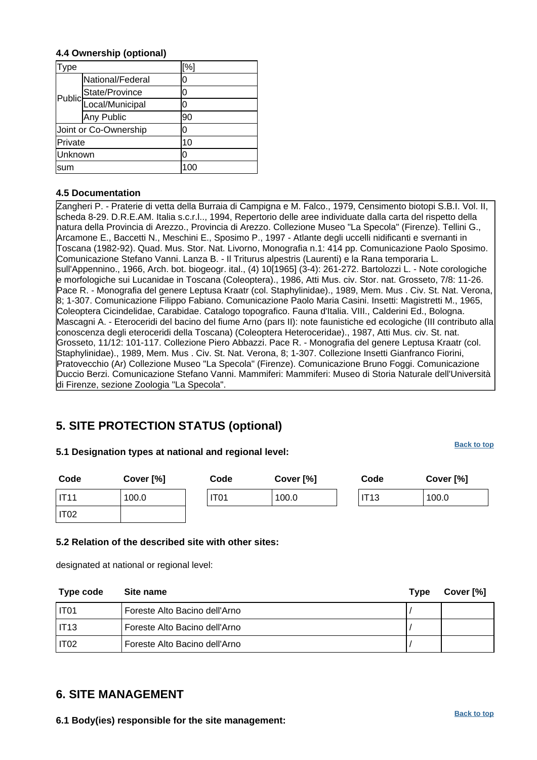#### 4.4 Ownership (optional)

| Type | | [%] |
|---|---|---|
| Public | National/Federal | 0 |
| | State/Province | 0 |
| | Local/Municipal | 0 |
| | Any Public | 90 |
| Joint or Co-Ownership | | 0 |
| Private | | 10 |
| Unknown | | 0 |
| sum | | 100 |

#### 4.5 Documentation

Zangheri P. - Praterie di vetta della Burraia di Campigna e M. Falco., 1979, Censimento biotopi S.B.I. Vol. II, scheda 8-29. D.R.E.AM. Italia s.c.r.l.., 1994, Repertorio delle aree individuate dalla carta del rispetto della natura della Provincia di Arezzo., Provincia di Arezzo. Collezione Museo "La Specola" (Firenze). Tellini G., Arcamone E., Baccetti N., Meschini E., Sposimo P., 1997 - Atlante degli uccelli nidificanti e svernanti in Toscana (1982-92). Quad. Mus. Stor. Nat. Livorno, Monografia n.1: 414 pp. Comunicazione Paolo Sposimo. Comunicazione Stefano Vanni. Lanza B. - Il Triturus alpestris (Laurenti) e la Rana temporaria L. sull'Appennino., 1966, Arch. bot. biogeogr. ital., (4) 10[1965] (3-4): 261-272. Bartolozzi L. - Note corologiche e morfologiche sui Lucanidae in Toscana (Coleoptera)., 1986, Atti Mus. civ. Stor. nat. Grosseto, 7/8: 11-26. Pace R. - Monografia del genere Leptusa Kraatr (col. Staphylinidae)., 1989, Mem. Mus . Civ. St. Nat. Verona, 8; 1-307. Comunicazione Filippo Fabiano. Comunicazione Paolo Maria Casini. Insetti: Magistretti M., 1965, Coleoptera Cicindelidae, Carabidae. Catalogo topografico. Fauna d'Italia. VIII., Calderini Ed., Bologna. Mascagni A. - Eteroceridi del bacino del fiume Arno (pars II): note faunistiche ed ecologiche (III contributo alla conoscenza degli eteroceridi della Toscana) (Coleoptera Heteroceridae)., 1987, Atti Mus. civ. St. nat. Grosseto, 11/12: 101-117. Collezione Piero Abbazzi. Pace R. - Monografia del genere Leptusa Kraatr (col. Staphylinidae)., 1989, Mem. Mus . Civ. St. Nat. Verona, 8; 1-307. Collezione Insetti Gianfranco Fiorini, Pratovecchio (Ar) Collezione Museo "La Specola" (Firenze). Comunicazione Bruno Foggi. Comunicazione Duccio Berzi. Comunicazione Stefano Vanni. Mammiferi: Mammiferi: Museo di Storia Naturale dell'Università di Firenze, sezione Zoologia "La Specola".

## 5. SITE PROTECTION STATUS (optional)

Back to top

#### 5.1 Designation types at national and regional level:

| Code | Cover [%] | Code | Cover [%] | Code | Cover [%] |
|---|---|---|---|---|---|
| IT11 | 100.0 | IT01 | 100.0 | IT13 | 100.0 |
| IT02 | | | | | |

#### 5.2 Relation of the described site with other sites:

designated at national or regional level:

| Type code | Site name | Type | Cover [%] |
|---|---|---|---|
| IT01 | Foreste Alto Bacino dell'Arno | / | |
| IT13 | Foreste Alto Bacino dell'Arno | / | |
| IT02 | Foreste Alto Bacino dell'Arno | / | |

## 6. SITE MANAGEMENT

Back to top

#### 6.1 Body(ies) responsible for the site management: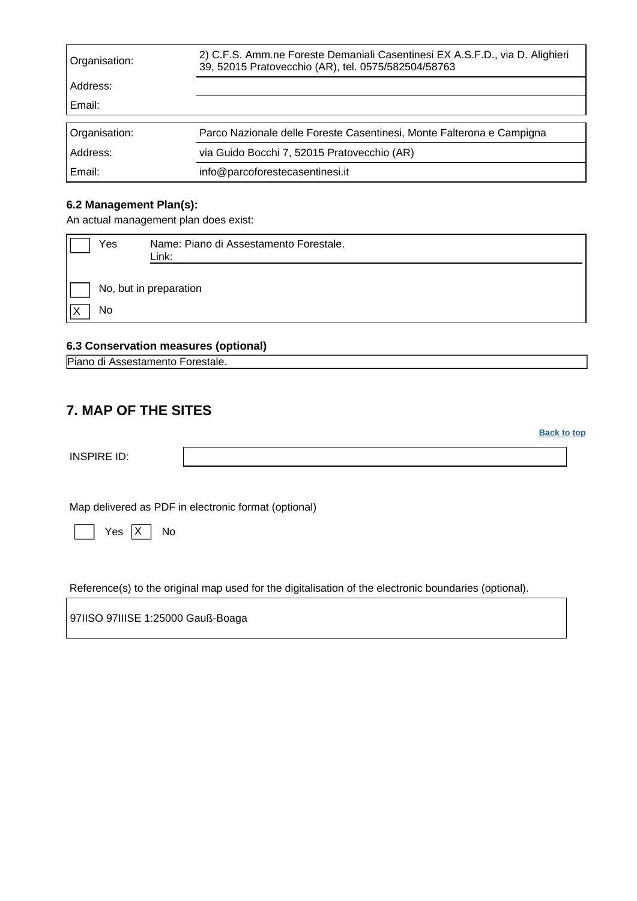| | |
|---|---|
| Organisation: | 2) C.F.S. Amm.ne Foreste Demaniali Casentinesi EX A.S.F.D., via D. Alighieri 39, 52015 Pratovecchio (AR), tel. 0575/582504/58763 |
| Address: | |
| Email: | |

| | |
|---|---|
| Organisation: | Parco Nazionale delle Foreste Casentinesi, Monte Falterona e Campigna |
| Address: | via Guido Bocchi 7, 52015 Pratovecchio (AR) |
| Email: | info@parcoforestecasentinesi.it |

### 6.2 Management Plan(s):

An actual management plan does exist:

| | | |
|---|---|---|
| [ ] | Yes | Name: Piano di Assestamento Forestale.<br>Link: |
| [ ] | No, but in preparation | |
| [X] | No | |

### 6.3 Conservation measures (optional)

Piano di Assestamento Forestale.

## 7. MAP OF THE SITES

Back to top

INSPIRE ID:

Map delivered as PDF in electronic format (optional)

[ ] Yes [X] No

Reference(s) to the original map used for the digitalisation of the electronic boundaries (optional).

97IISO 97IIISE 1:25000 Gauß-Boaga